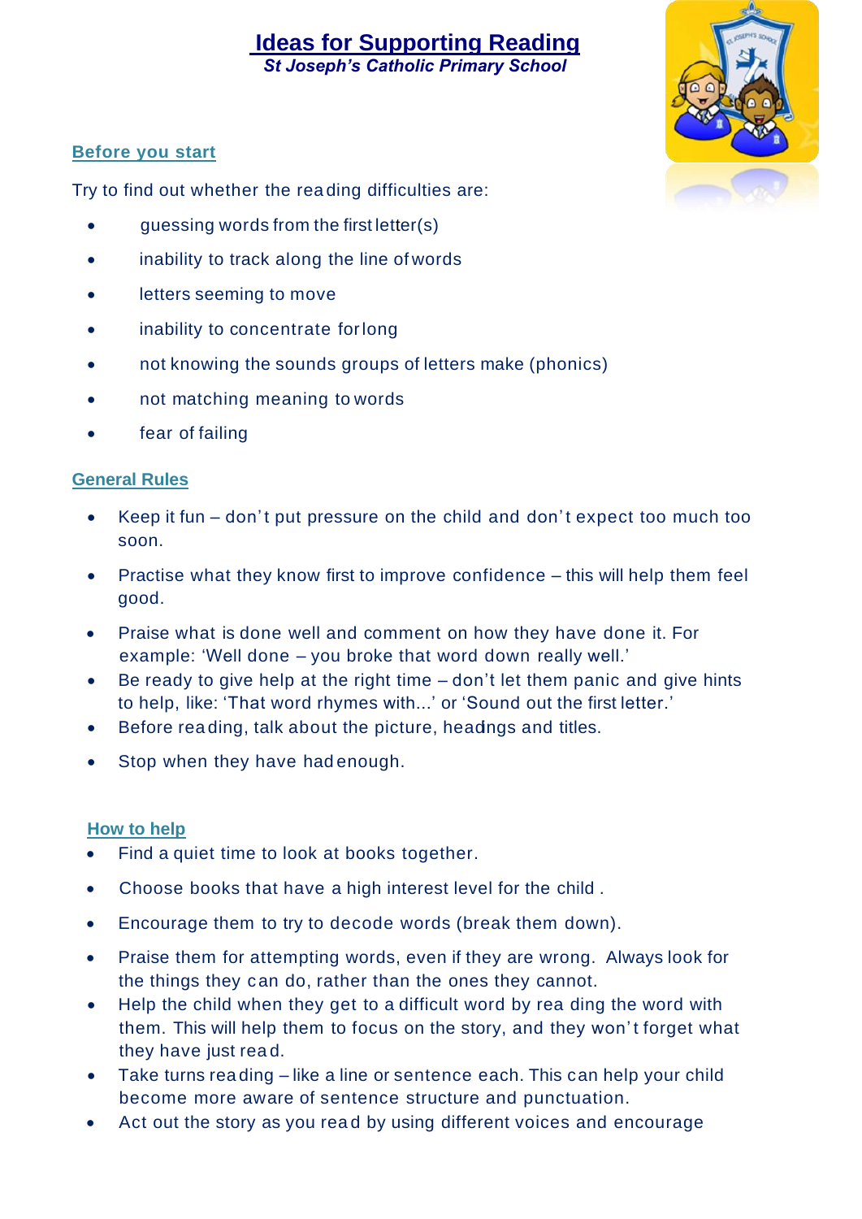# Ideas for Supporting Reading

*St Joseph's Catholic Primary School*

## Before you start

Try to find out whether the reading difficulties are:

- guessing words from the first letter(s)
- inability to track along the line of words
- letters seeming to move
- inability to concentrate for long
- not knowing the sounds groups of letters make (phonics)
- not matching meaning to words
- fear of failing

## General Rules

- Keep it fun – don't put pressure on the child and don't expect too much too soon.
- Practise what they know first to improve confidence – this will help them feel good.
- Praise what is done well and comment on how they have done it. For example: 'Well done – you broke that word down really well.'
- Be ready to give help at the right time – don't let them panic and give hints to help, like: 'That word rhymes with...' or 'Sound out the first letter.'
- Before reading, talk about the picture, headings and titles.
- Stop when they have had enough.

## How to help

- Find a quiet time to look at books together.
- Choose books that have a high interest level for the child .
- Encourage them to try to decode words (break them down).
- Praise them for attempting words, even if they are wrong. Always look for the things they can do, rather than the ones they cannot.
- Help the child when they get to a difficult word by reading the word with them. This will help them to focus on the story, and they won't forget what they have just read.
- Take turns reading – like a line or sentence each. This can help your child become more aware of sentence structure and punctuation.
- Act out the story as you read by using different voices and encourage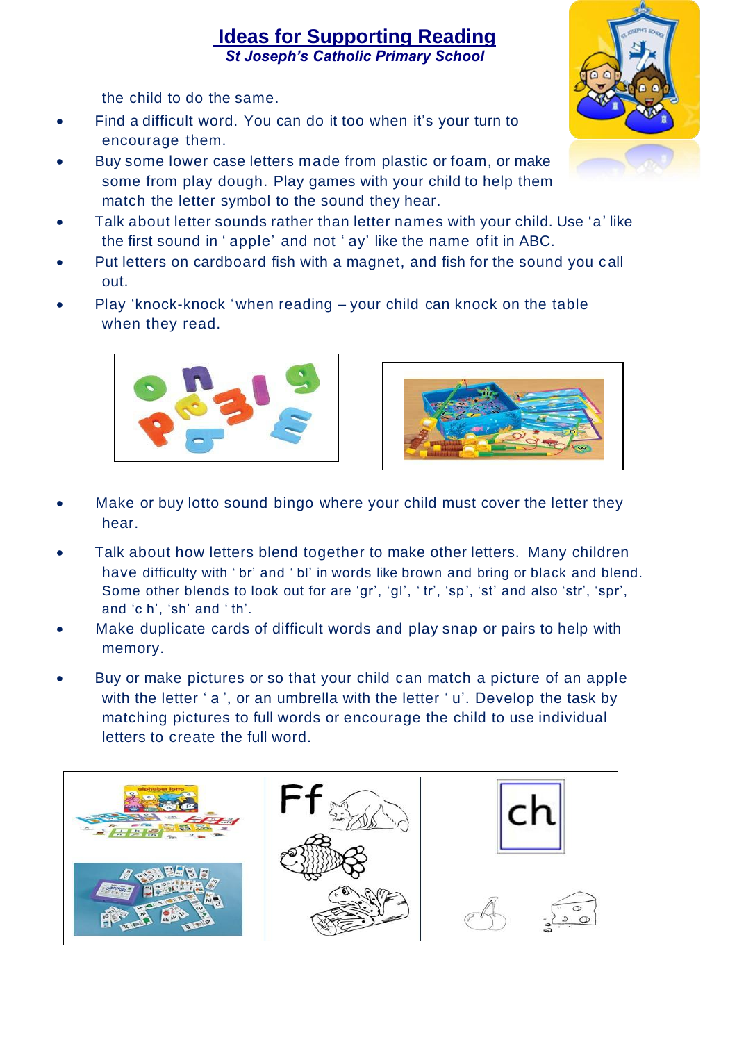# Ideas for Supporting Reading

*St Joseph's Catholic Primary School*

the child to do the same.

- Find a difficult word. You can do it too when it's your turn to encourage them.
- Buy some lower case letters made from plastic or foam, or make some from play dough. Play games with your child to help them match the letter symbol to the sound they hear.
- Talk about letter sounds rather than letter names with your child. Use 'a' like the first sound in ' apple' and not ' ay' like the name of it in ABC.
- Put letters on cardboard fish with a magnet, and fish for the sound you call out.
- Play 'knock-knock 'when reading – your child can knock on the table when they read.

- Make or buy lotto sound bingo where your child must cover the letter they hear.
- Talk about how letters blend together to make other letters. Many children have difficulty with ' br' and ' bl' in words like brown and bring or black and blend. Some other blends to look out for are 'gr', 'gl', ' tr', 'sp', 'st' and also 'str', 'spr', and 'c h', 'sh' and ' th'.
- Make duplicate cards of difficult words and play snap or pairs to help with memory.
- Buy or make pictures or so that your child can match a picture of an apple with the letter ' a ', or an umbrella with the letter ' u'. Develop the task by matching pictures to full words or encourage the child to use individual letters to create the full word.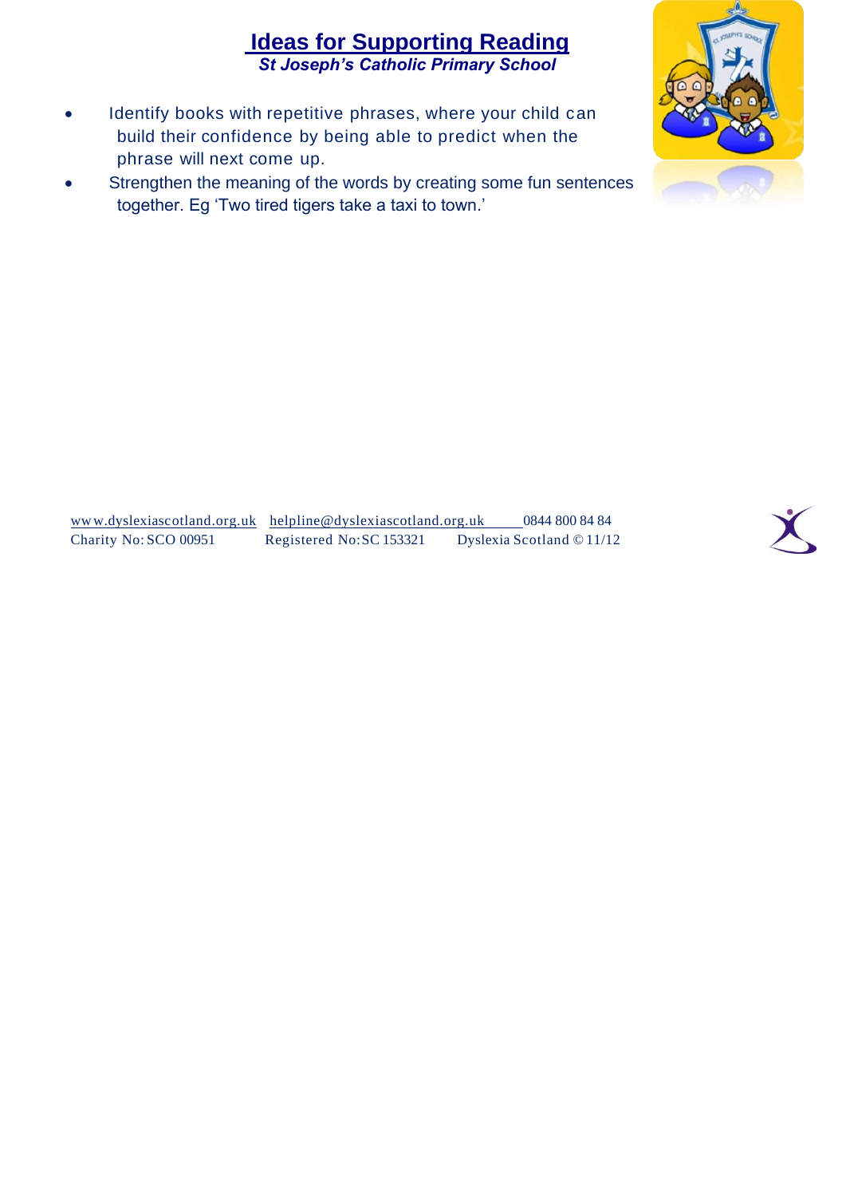# Ideas for Supporting Reading

***St Joseph's Catholic Primary School***

- Identify books with repetitive phrases, where your child can build their confidence by being able to predict when the phrase will next come up.
- Strengthen the meaning of the words by creating some fun sentences together. Eg 'Two tired tigers take a taxi to town.'

www.dyslexiascotland.org.uk helpline@dyslexiascotland.org.uk 0844 800 84 84
Charity No: SCO 00951 Registered No: SC 153321 Dyslexia Scotland © 11/12